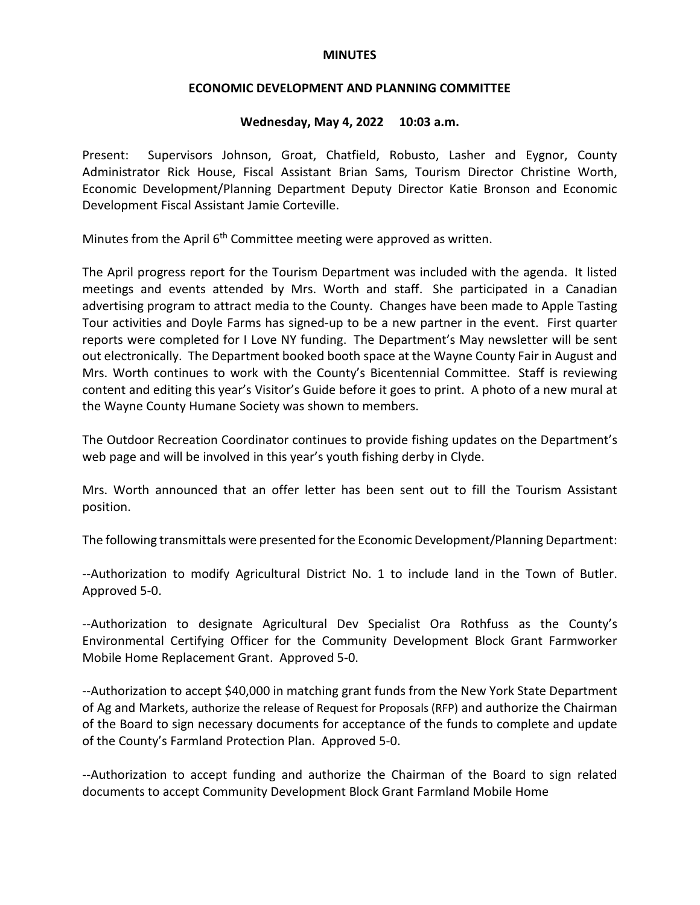**MINUTES**

**ECONOMIC DEVELOPMENT AND PLANNING COMMITTEE**

**Wednesday, May 4, 2022 10:03 a.m.**

Present: Supervisors Johnson, Groat, Chatfield, Robusto, Lasher and Eygnor, County Administrator Rick House, Fiscal Assistant Brian Sams, Tourism Director Christine Worth, Economic Development/Planning Department Deputy Director Katie Bronson and Economic Development Fiscal Assistant Jamie Corteville.

Minutes from the April 6th Committee meeting were approved as written.

The April progress report for the Tourism Department was included with the agenda. It listed meetings and events attended by Mrs. Worth and staff. She participated in a Canadian advertising program to attract media to the County. Changes have been made to Apple Tasting Tour activities and Doyle Farms has signed-up to be a new partner in the event. First quarter reports were completed for I Love NY funding. The Department's May newsletter will be sent out electronically. The Department booked booth space at the Wayne County Fair in August and Mrs. Worth continues to work with the County's Bicentennial Committee. Staff is reviewing content and editing this year's Visitor's Guide before it goes to print. A photo of a new mural at the Wayne County Humane Society was shown to members.

The Outdoor Recreation Coordinator continues to provide fishing updates on the Department's web page and will be involved in this year's youth fishing derby in Clyde.

Mrs. Worth announced that an offer letter has been sent out to fill the Tourism Assistant position.

The following transmittals were presented for the Economic Development/Planning Department:

--Authorization to modify Agricultural District No. 1 to include land in the Town of Butler. Approved 5-0.

--Authorization to designate Agricultural Dev Specialist Ora Rothfuss as the County's Environmental Certifying Officer for the Community Development Block Grant Farmworker Mobile Home Replacement Grant. Approved 5-0.

--Authorization to accept $40,000 in matching grant funds from the New York State Department of Ag and Markets, authorize the release of Request for Proposals (RFP) and authorize the Chairman of the Board to sign necessary documents for acceptance of the funds to complete and update of the County's Farmland Protection Plan. Approved 5-0.

--Authorization to accept funding and authorize the Chairman of the Board to sign related documents to accept Community Development Block Grant Farmland Mobile Home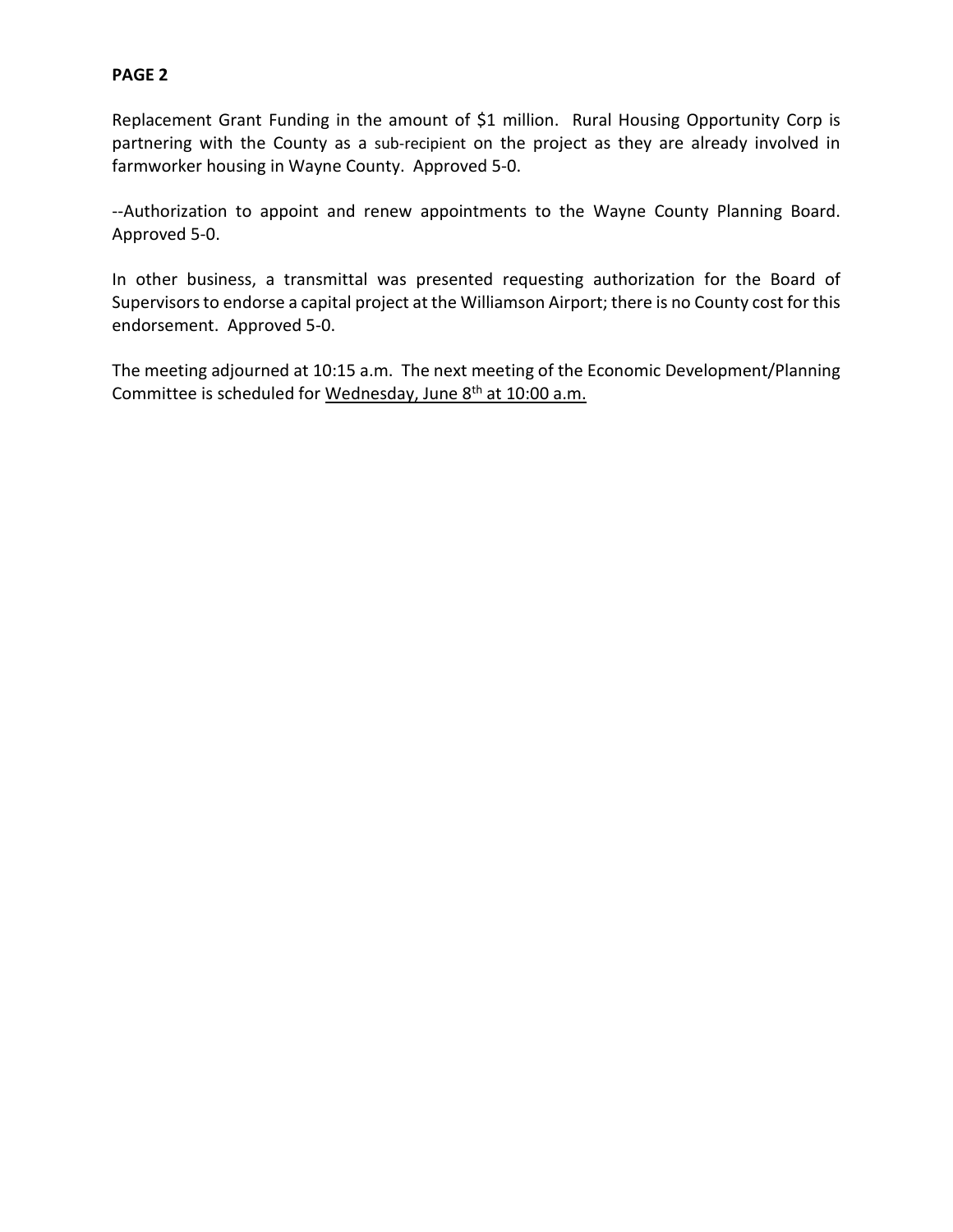Replacement Grant Funding in the amount of $1 million. Rural Housing Opportunity Corp is partnering with the County as a sub-recipient on the project as they are already involved in farmworker housing in Wayne County. Approved 5-0.

--Authorization to appoint and renew appointments to the Wayne County Planning Board. Approved 5-0.

In other business, a transmittal was presented requesting authorization for the Board of Supervisors to endorse a capital project at the Williamson Airport; there is no County cost for this endorsement. Approved 5-0.

The meeting adjourned at 10:15 a.m. The next meeting of the Economic Development/Planning Committee is scheduled for <u>Wednesday, June 8th at 10:00 a.m.</u>